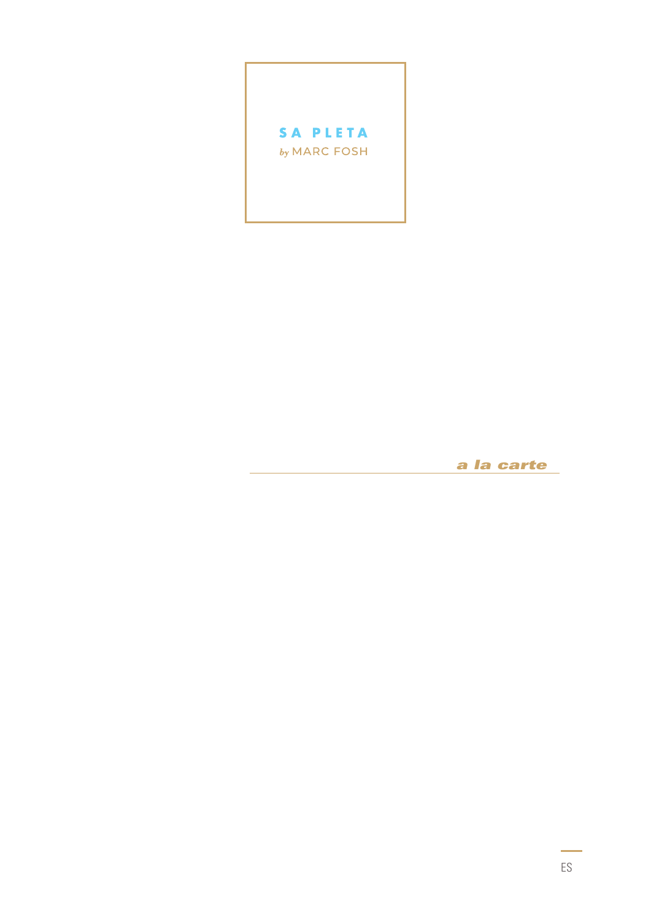# SA PLETA

*by* MARC FOSH

***a la carte***

ES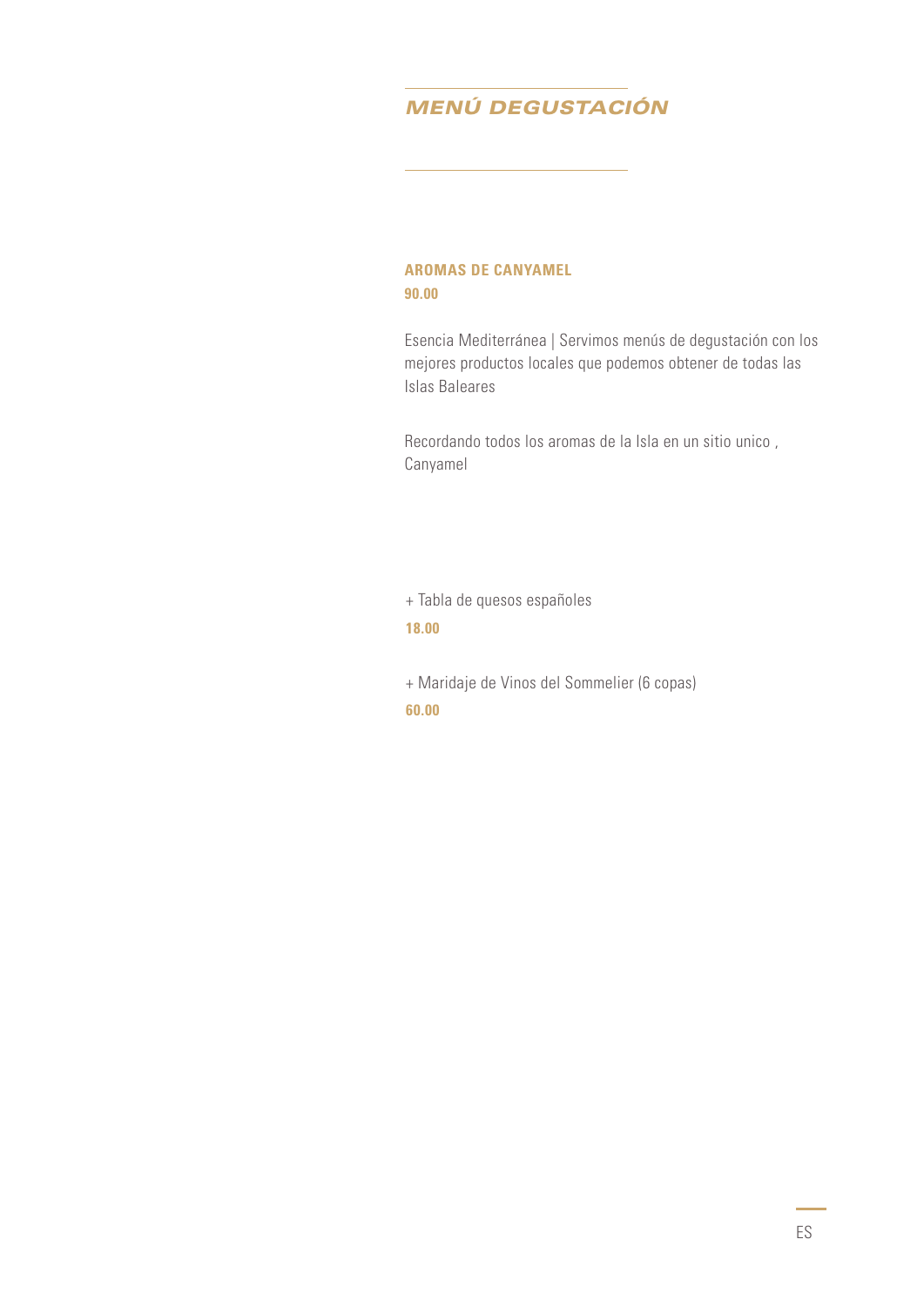# *MENÚ DEGUSTACIÓN*

### AROMAS DE CANYAMEL

**90.00**

Esencia Mediterránea | Servimos menús de degustación con los mejores productos locales que podemos obtener de todas las Islas Baleares

Recordando todos los aromas de la Isla en un sitio unico , Canyamel

+ Tabla de quesos españoles

**18.00**

+ Maridaje de Vinos del Sommelier (6 copas)

**60.00**

ES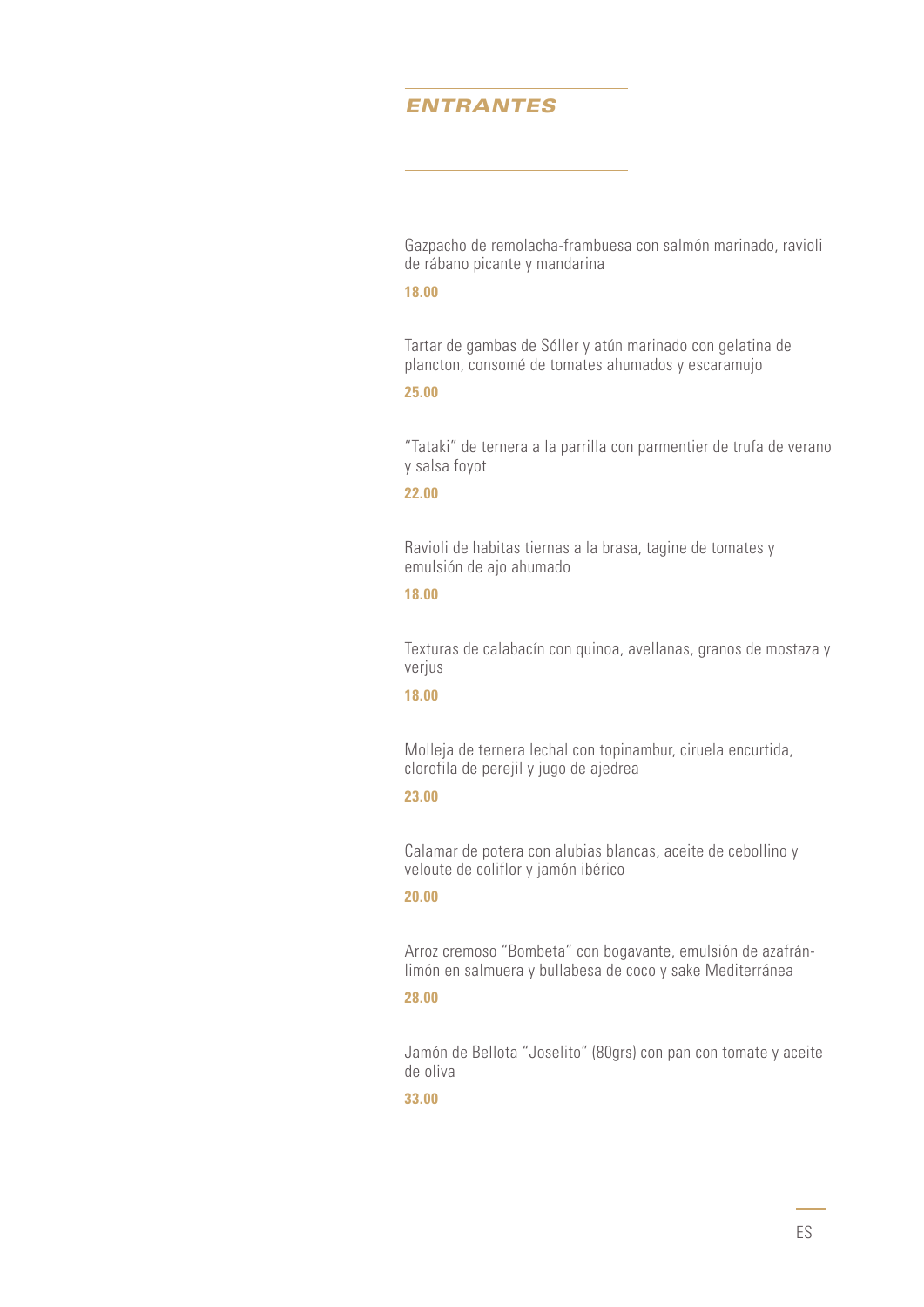## *ENTRANTES*

Gazpacho de remolacha-frambuesa con salmón marinado, ravioli de rábano picante y mandarina

**18.00**

Tartar de gambas de Sóller y atún marinado con gelatina de plancton, consomé de tomates ahumados y escaramujo

**25.00**

"Tataki" de ternera a la parrilla con parmentier de trufa de verano y salsa foyot

**22.00**

Ravioli de habitas tiernas a la brasa, tagine de tomates y emulsión de ajo ahumado

**18.00**

Texturas de calabacín con quinoa, avellanas, granos de mostaza y verjus

**18.00**

Molleja de ternera lechal con topinambur, ciruela encurtida, clorofila de perejil y jugo de ajedrea

**23.00**

Calamar de potera con alubias blancas, aceite de cebollino y veloute de coliflor y jamón ibérico

**20.00**

Arroz cremoso "Bombeta" con bogavante, emulsión de azafrán-limón en salmuera y bullabesa de coco y sake Mediterránea

**28.00**

Jamón de Bellota "Joselito" (80grs) con pan con tomate y aceite de oliva

**33.00**

ES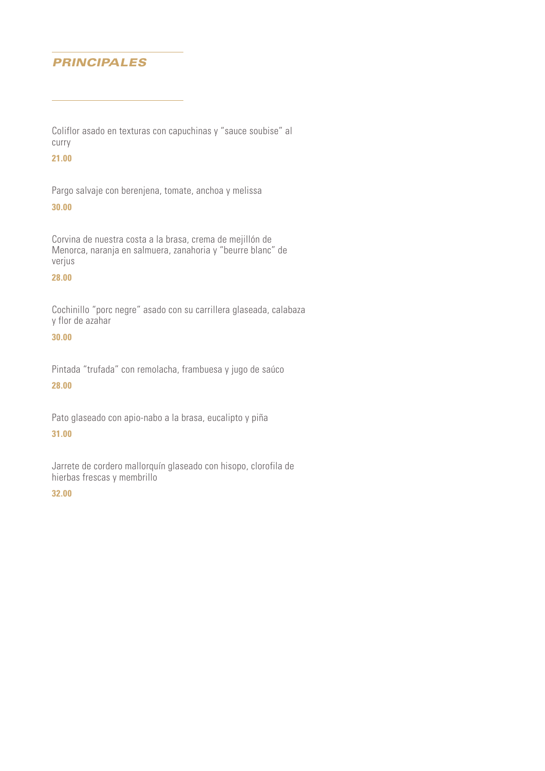## *PRINCIPALES*

Coliflor asado en texturas con capuchinas y “sauce soubise” al curry

**21.00**

Pargo salvaje con berenjena, tomate, anchoa y melissa

**30.00**

Corvina de nuestra costa a la brasa, crema de mejillón de Menorca, naranja en salmuera, zanahoria y “beurre blanc” de verjus

**28.00**

Cochinillo “porc negre” asado con su carrillera glaseada, calabaza y flor de azahar

**30.00**

Pintada “trufada” con remolacha, frambuesa y jugo de saúco

**28.00**

Pato glaseado con apio-nabo a la brasa, eucalipto y piña

**31.00**

Jarrete de cordero mallorquín glaseado con hisopo, clorofila de hierbas frescas y membrillo

**32.00**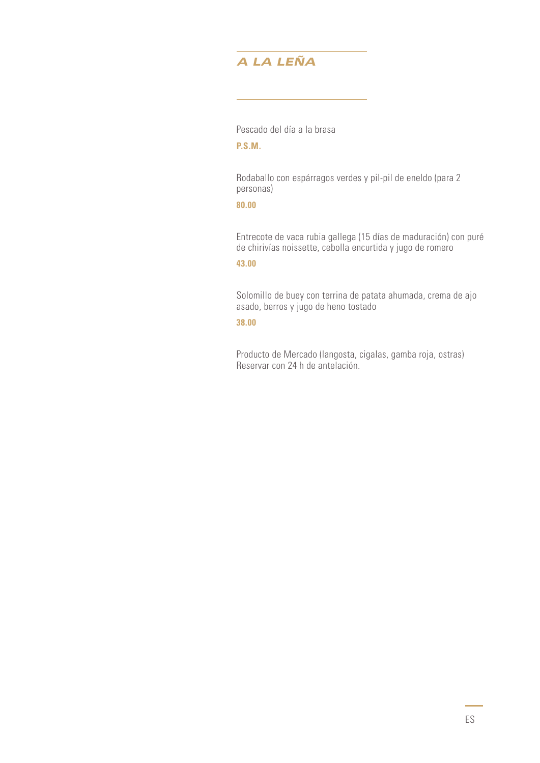## *A LA LEÑA*

Pescado del día a la brasa

**P.S.M.**

Rodaballo con espárragos verdes y pil-pil de eneldo (para 2 personas)

**80.00**

Entrecote de vaca rubia gallega (15 días de maduración) con puré de chirivías noissette, cebolla encurtida y jugo de romero

**43.00**

Solomillo de buey con terrina de patata ahumada, crema de ajo asado, berros y jugo de heno tostado

**38.00**

Producto de Mercado (langosta, cigalas, gamba roja, ostras)
Reservar con 24 h de antelación.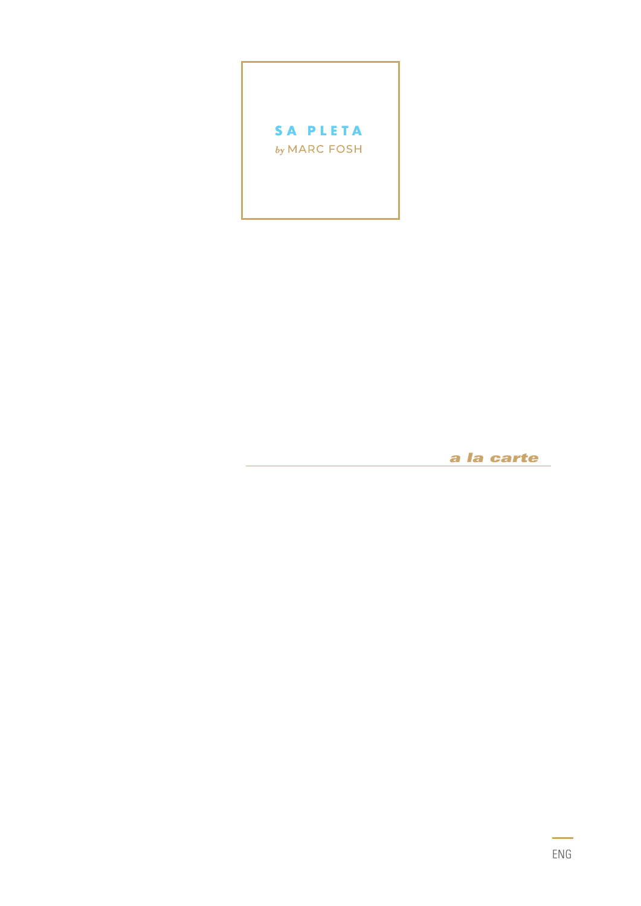# SA PLETA

*by* MARC FOSH

## *a la carte*

ENG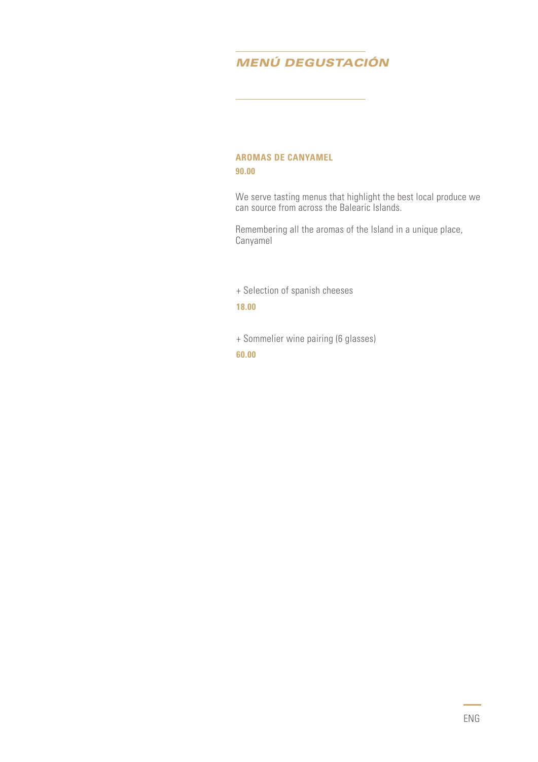# *MENÚ DEGUSTACIÓN*

## AROMAS DE CANYAMEL

**90.00**

We serve tasting menus that highlight the best local produce we can source from across the Balearic Islands.

Remembering all the aromas of the Island in a unique place, Canyamel

+ Selection of spanish cheeses

**18.00**

+ Sommelier wine pairing (6 glasses)

**60.00**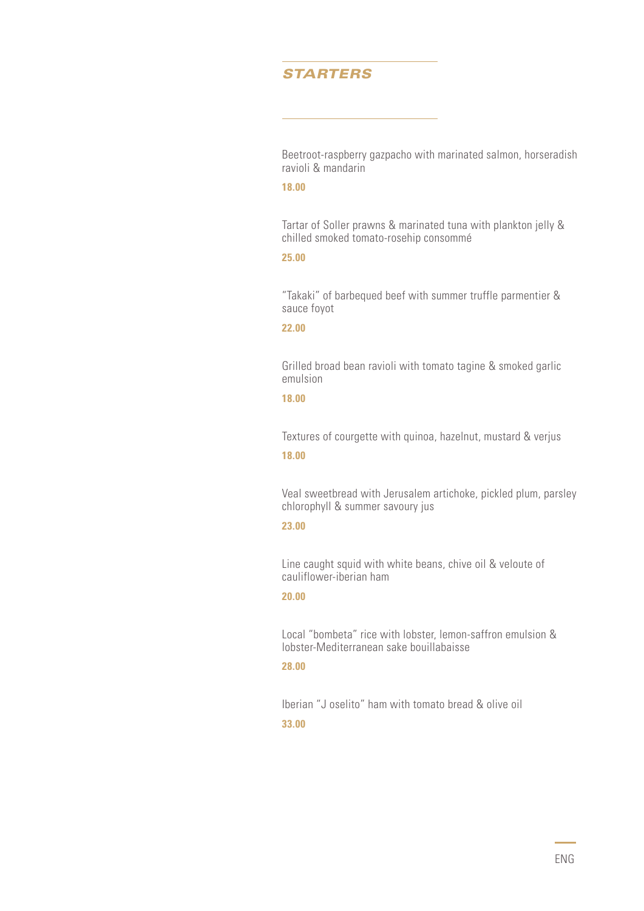## STARTERS

Beetroot-raspberry gazpacho with marinated salmon, horseradish ravioli & mandarin

**18.00**

Tartar of Soller prawns & marinated tuna with plankton jelly & chilled smoked tomato-rosehip consommé

**25.00**

"Takaki" of barbequed beef with summer truffle parmentier & sauce foyot

**22.00**

Grilled broad bean ravioli with tomato tagine & smoked garlic emulsion

**18.00**

Textures of courgette with quinoa, hazelnut, mustard & verjus

**18.00**

Veal sweetbread with Jerusalem artichoke, pickled plum, parsley chlorophyll & summer savoury jus

**23.00**

Line caught squid with white beans, chive oil & veloute of cauliflower-iberian ham

**20.00**

Local "bombeta" rice with lobster, lemon-saffron emulsion & lobster-Mediterranean sake bouillabaisse

**28.00**

Iberian "J oselito" ham with tomato bread & olive oil

**33.00**

ENG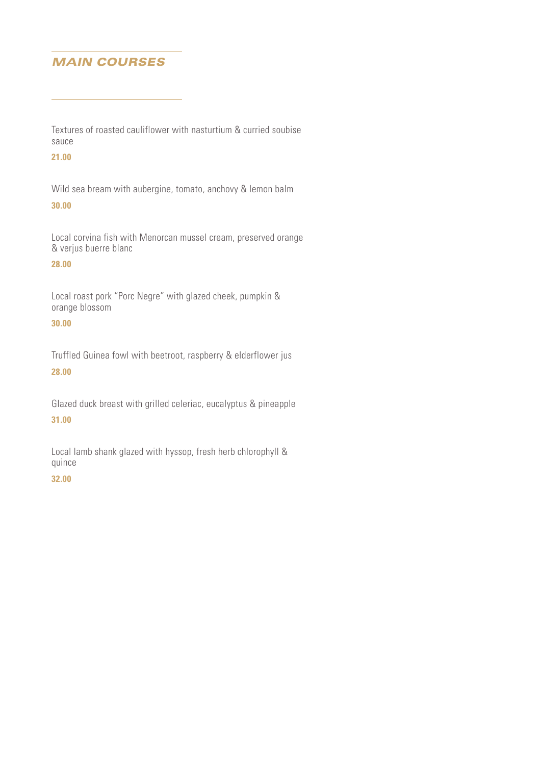## MAIN COURSES

Textures of roasted cauliflower with nasturtium & curried soubise sauce

**21.00**

Wild sea bream with aubergine, tomato, anchovy & lemon balm

**30.00**

Local corvina fish with Menorcan mussel cream, preserved orange & verjus buerre blanc

**28.00**

Local roast pork "Porc Negre" with glazed cheek, pumpkin & orange blossom

**30.00**

Truffled Guinea fowl with beetroot, raspberry & elderflower jus

**28.00**

Glazed duck breast with grilled celeriac, eucalyptus & pineapple

**31.00**

Local lamb shank glazed with hyssop, fresh herb chlorophyll & quince

**32.00**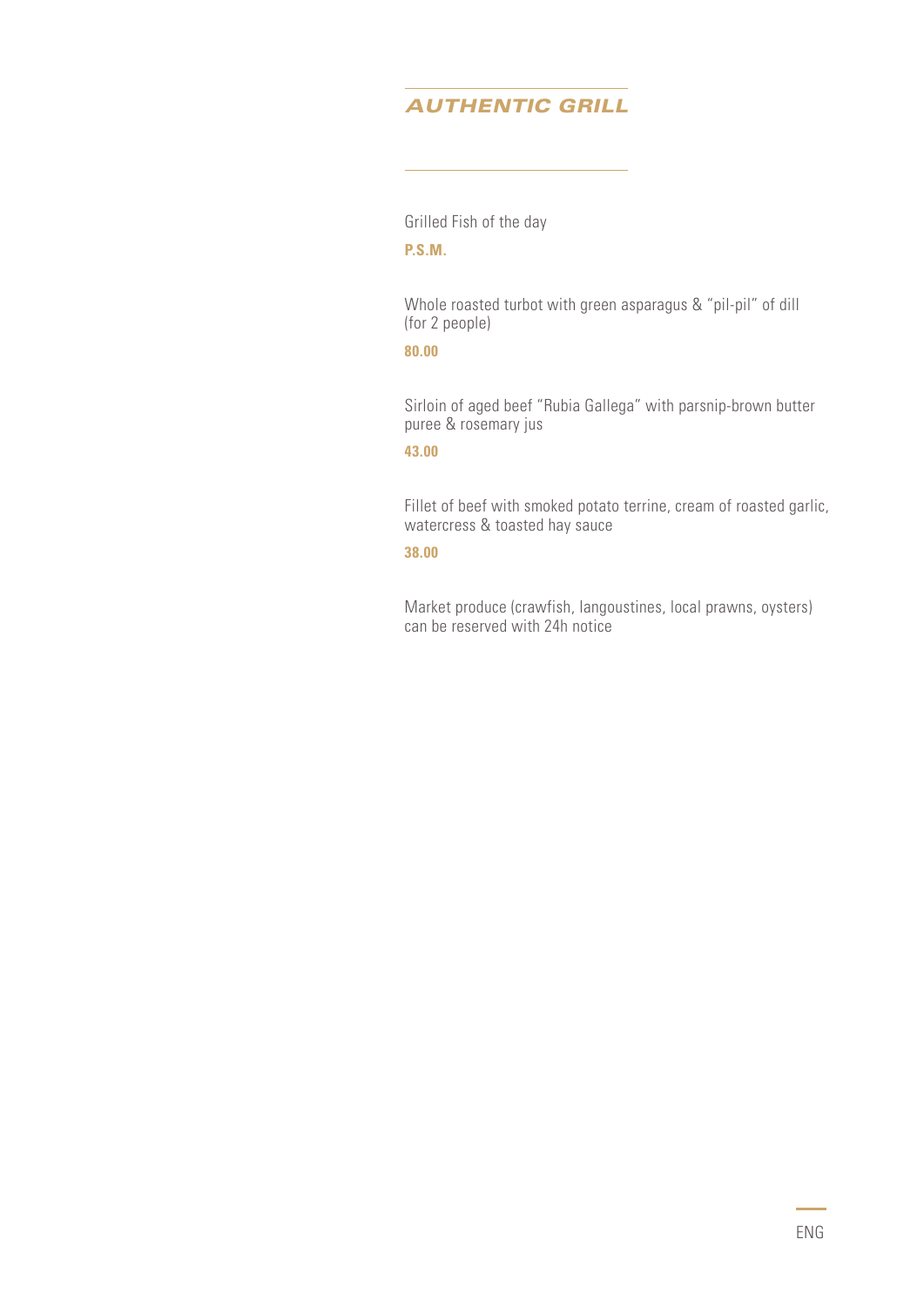## *AUTHENTIC GRILL*

Grilled Fish of the day

**P.S.M.**

Whole roasted turbot with green asparagus & "pil-pil" of dill (for 2 people)

**80.00**

Sirloin of aged beef "Rubia Gallega" with parsnip-brown butter puree & rosemary jus

**43.00**

Fillet of beef with smoked potato terrine, cream of roasted garlic, watercress & toasted hay sauce

**38.00**

Market produce (crawfish, langoustines, local prawns, oysters) can be reserved with 24h notice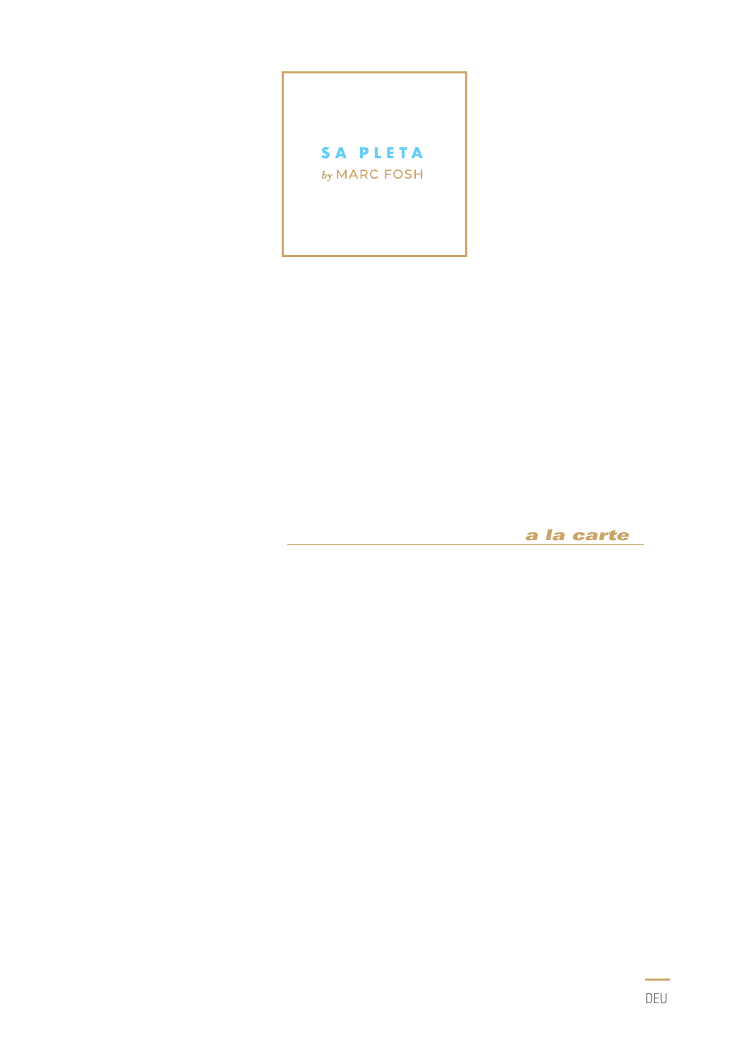# SA PLETA

*by* MARC FOSH

## *a la carte*

DEU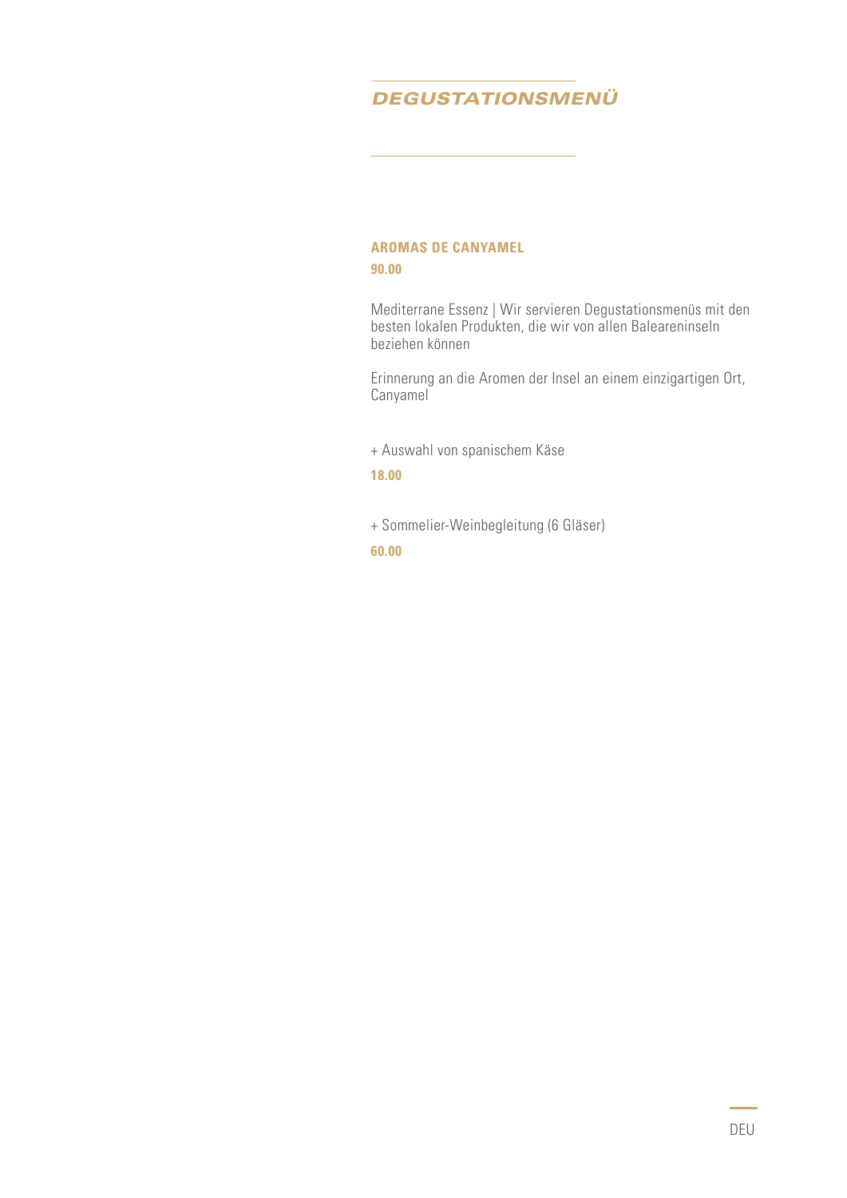# *DEGUSTATIONSMENÜ*

### AROMAS DE CANYAMEL

**90.00**

Mediterrane Essenz | Wir servieren Degustationsmenüs mit den besten lokalen Produkten, die wir von allen Baleareninseln beziehen können

Erinnerung an die Aromen der Insel an einem einzigartigen Ort, Canyamel

+ Auswahl von spanischem Käse

**18.00**

+ Sommelier-Weinbegleitung (6 Gläser)

**60.00**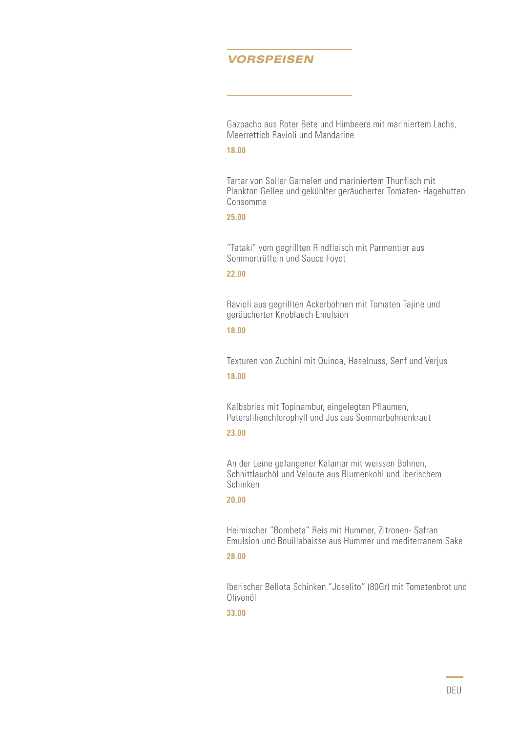## VORSPEISEN

Gazpacho aus Roter Bete und Himbeere mit mariniertem Lachs, Meerrettich Ravioli und Mandarine

**18.00**

Tartar von Soller Garnelen und mariniertem Thunfisch mit Plankton Gellee und gekühlter geräucherter Tomaten- Hagebutten Consomme

**25.00**

“Tataki” vom gegrillten Rindfleisch mit Parmentier aus Sommertrüffeln und Sauce Foyot

**22.00**

Ravioli aus gegrillten Ackerbohnen mit Tomaten Tajine und geräucherter Knoblauch Emulsion

**18.00**

Texturen von Zuchini mit Quinoa, Haselnuss, Senf und Verjus

**18.00**

Kalbsbries mit Topinambur, eingelegten Pflaumen, Peterslilienchlorophyll und Jus aus Sommerbohnenkraut

**23.00**

An der Leine gefangener Kalamar mit weissen Bohnen, Schnittlauchöl und Veloute aus Blumenkohl und iberischem Schinken

**20.00**

Heimischer “Bombeta” Reis mit Hummer, Zitronen- Safran Emulsion und Bouillabaisse aus Hummer und mediterranem Sake

**28.00**

Iberischer Bellota Schinken “Joselito” (80Gr) mit Tomatenbrot und Olivenöl

**33.00**

DEU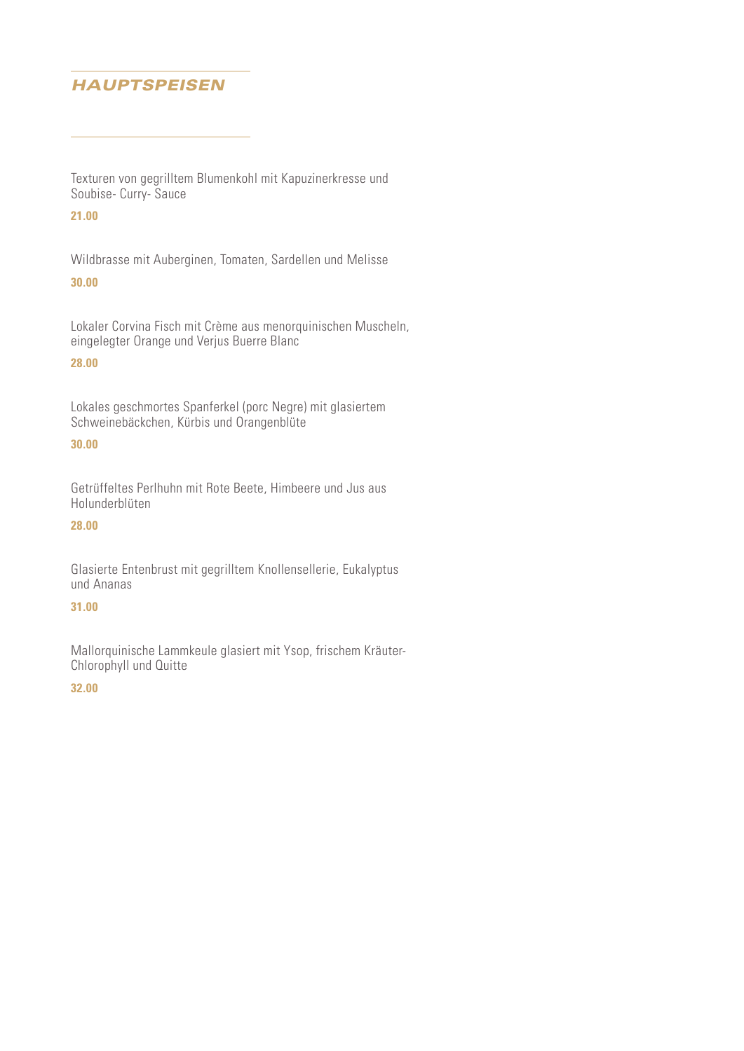## HAUPTSPEISEN

Texturen von gegrilltem Blumenkohl mit Kapuzinerkresse und Soubise- Curry- Sauce

**21.00**

Wildbrasse mit Auberginen, Tomaten, Sardellen und Melisse

**30.00**

Lokaler Corvina Fisch mit Crème aus menorquinischen Muscheln, eingelegter Orange und Verjus Buerre Blanc

**28.00**

Lokales geschmortes Spanferkel (porc Negre) mit glasiertem Schweinebäckchen, Kürbis und Orangenblüte

**30.00**

Getrüffeltes Perlhuhn mit Rote Beete, Himbeere und Jus aus Holunderblüten

**28.00**

Glasierte Entenbrust mit gegrilltem Knollensellerie, Eukalyptus und Ananas

**31.00**

Mallorquinische Lammkeule glasiert mit Ysop, frischem Kräuter-Chlorophyll und Quitte

**32.00**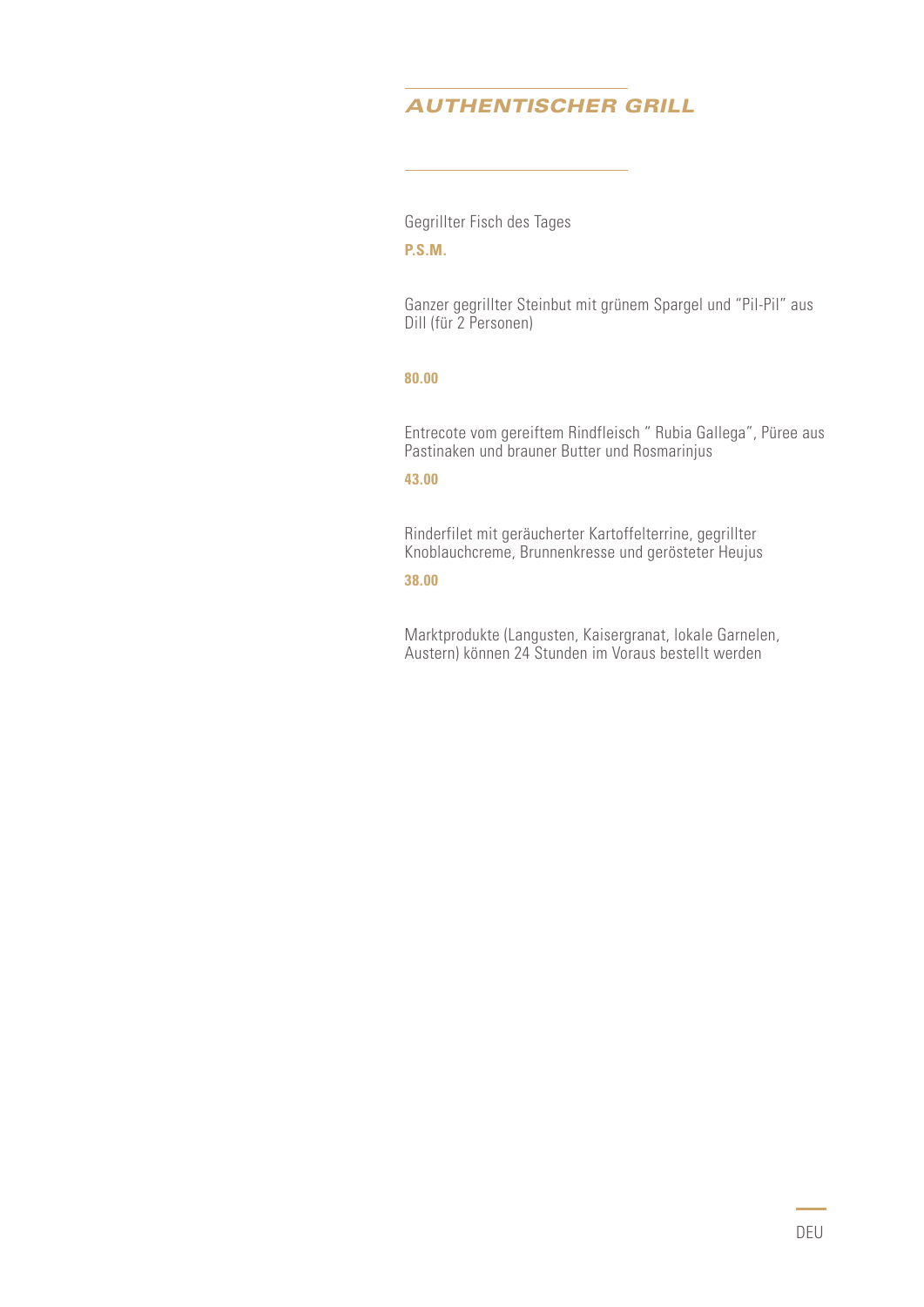## *AUTHENTISCHER GRILL*

Gegrillter Fisch des Tages

**P.S.M.**

Ganzer gegrillter Steinbut mit grünem Spargel und "Pil-Pil" aus Dill (für 2 Personen)

**80.00**

Entrecote vom gereiftem Rindfleisch " Rubia Gallega", Püree aus Pastinaken und brauner Butter und Rosmarinjus

**43.00**

Rinderfilet mit geräucherter Kartoffelterrine, gegrillter Knoblauchcreme, Brunnenkresse und gerösteter Heujus

**38.00**

Marktprodukte (Langusten, Kaisergranat, lokale Garnelen, Austern) können 24 Stunden im Voraus bestellt werden

DEU